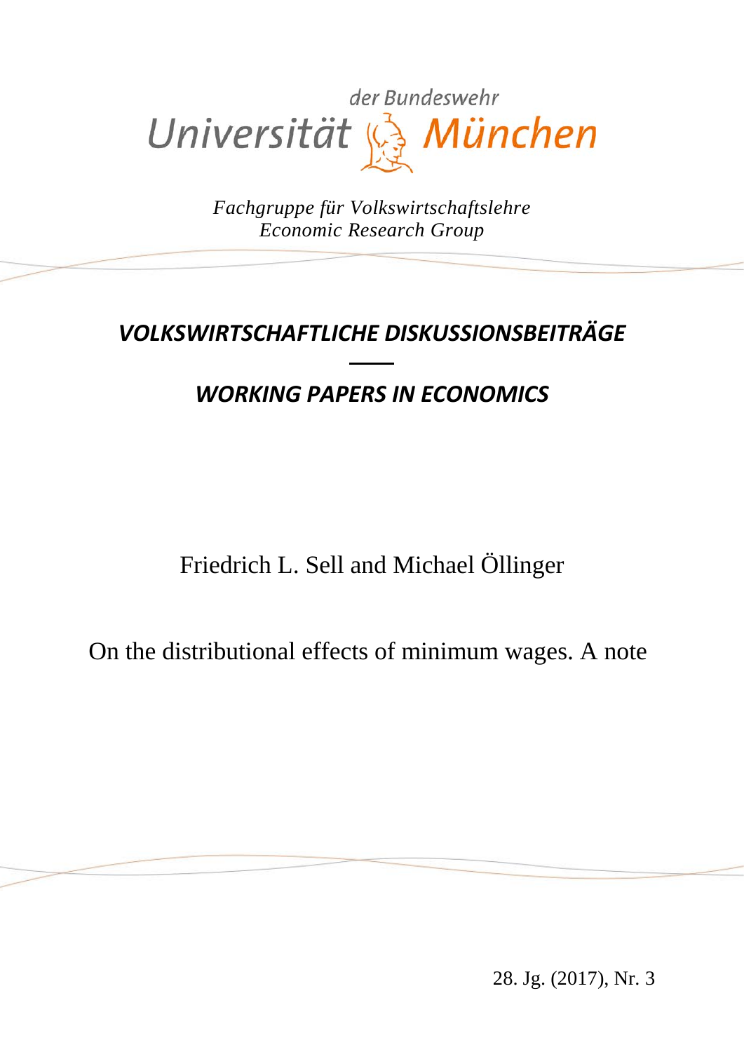Universität der Bundeswehr München

*Fachgruppe für Volkswirtschaftslehre*
*Economic Research Group*

## *VOLKSWIRTSCHAFTLICHE DISKUSSIONSBEITRÄGE*

## *WORKING PAPERS IN ECONOMICS*

Friedrich L. Sell and Michael Öllinger

# On the distributional effects of minimum wages. A note

28. Jg. (2017), Nr. 3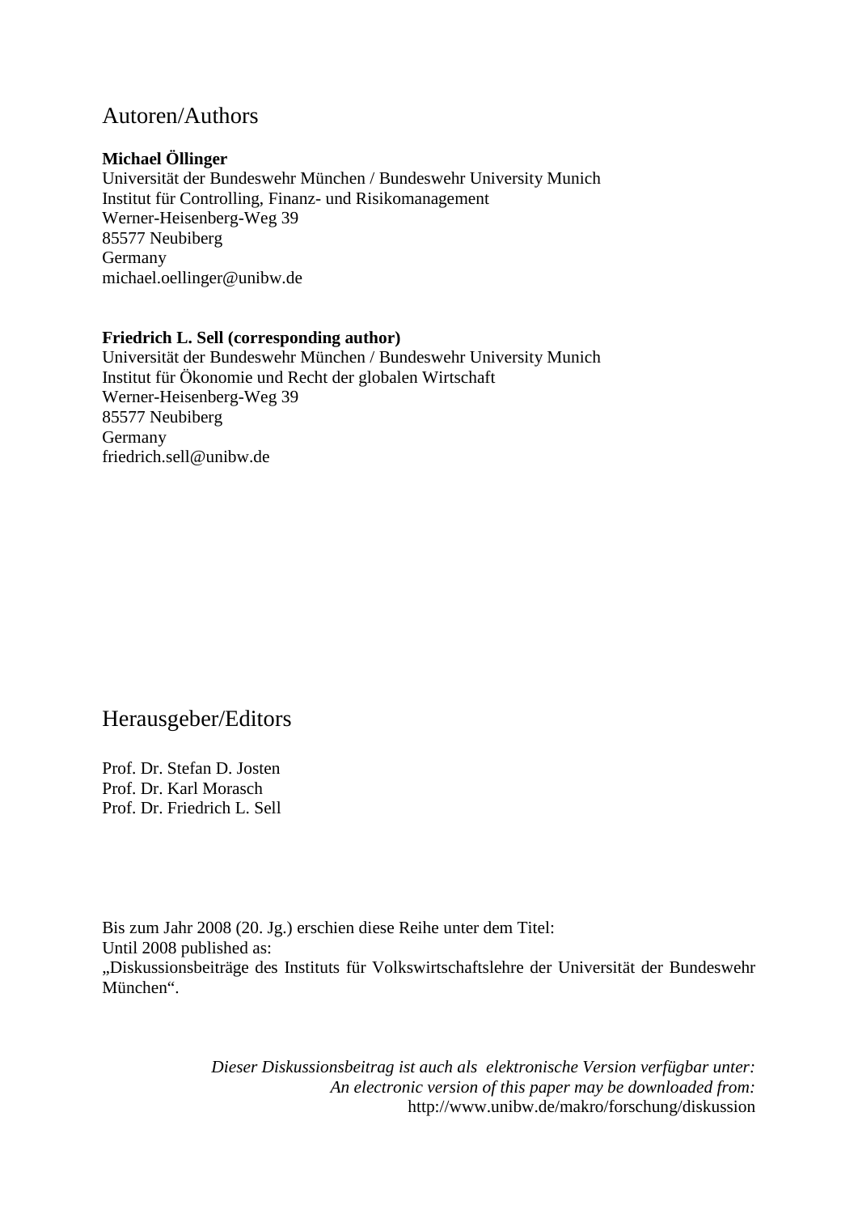## Autoren/Authors

**Michael Öllinger**
Universität der Bundeswehr München / Bundeswehr University Munich
Institut für Controlling, Finanz- und Risikomanagement
Werner-Heisenberg-Weg 39
85577 Neubiberg
Germany
michael.oellinger@unibw.de

**Friedrich L. Sell (corresponding author)**
Universität der Bundeswehr München / Bundeswehr University Munich
Institut für Ökonomie und Recht der globalen Wirtschaft
Werner-Heisenberg-Weg 39
85577 Neubiberg
Germany
friedrich.sell@unibw.de

## Herausgeber/Editors

Prof. Dr. Stefan D. Josten
Prof. Dr. Karl Morasch
Prof. Dr. Friedrich L. Sell

Bis zum Jahr 2008 (20. Jg.) erschien diese Reihe unter dem Titel:
Until 2008 published as:
„Diskussionsbeiträge des Instituts für Volkswirtschaftslehre der Universität der Bundeswehr München".

*Dieser Diskussionsbeitrag ist auch als elektronische Version verfügbar unter:*
*An electronic version of this paper may be downloaded from:*
http://www.unibw.de/makro/forschung/diskussion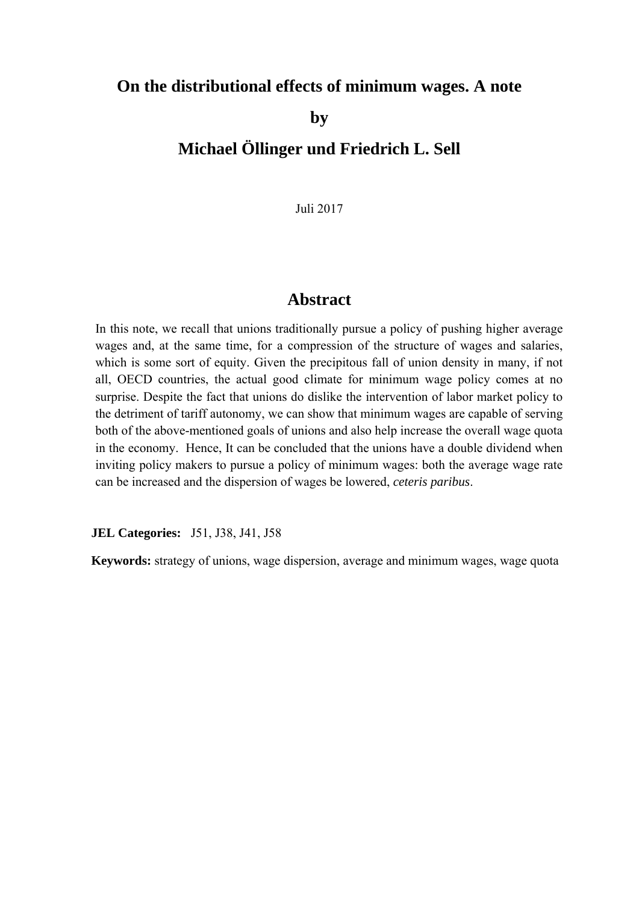# On the distributional effects of minimum wages. A note

**by**

**Michael Öllinger und Friedrich L. Sell**

Juli 2017

## Abstract

In this note, we recall that unions traditionally pursue a policy of pushing higher average wages and, at the same time, for a compression of the structure of wages and salaries, which is some sort of equity. Given the precipitous fall of union density in many, if not all, OECD countries, the actual good climate for minimum wage policy comes at no surprise. Despite the fact that unions do dislike the intervention of labor market policy to the detriment of tariff autonomy, we can show that minimum wages are capable of serving both of the above-mentioned goals of unions and also help increase the overall wage quota in the economy. Hence, It can be concluded that the unions have a double dividend when inviting policy makers to pursue a policy of minimum wages: both the average wage rate can be increased and the dispersion of wages be lowered, *ceteris paribus*.

**JEL Categories:** J51, J38, J41, J58

**Keywords:** strategy of unions, wage dispersion, average and minimum wages, wage quota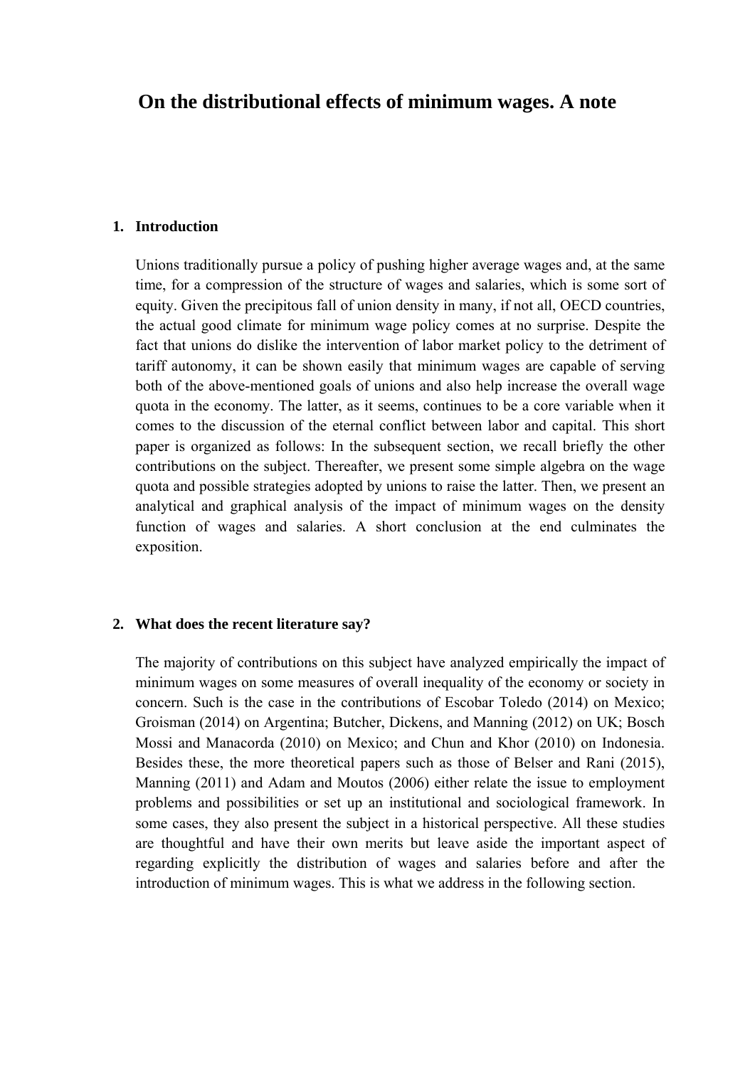# On the distributional effects of minimum wages. A note

## 1. Introduction

Unions traditionally pursue a policy of pushing higher average wages and, at the same time, for a compression of the structure of wages and salaries, which is some sort of equity. Given the precipitous fall of union density in many, if not all, OECD countries, the actual good climate for minimum wage policy comes at no surprise. Despite the fact that unions do dislike the intervention of labor market policy to the detriment of tariff autonomy, it can be shown easily that minimum wages are capable of serving both of the above-mentioned goals of unions and also help increase the overall wage quota in the economy. The latter, as it seems, continues to be a core variable when it comes to the discussion of the eternal conflict between labor and capital. This short paper is organized as follows: In the subsequent section, we recall briefly the other contributions on the subject. Thereafter, we present some simple algebra on the wage quota and possible strategies adopted by unions to raise the latter. Then, we present an analytical and graphical analysis of the impact of minimum wages on the density function of wages and salaries. A short conclusion at the end culminates the exposition.

## 2. What does the recent literature say?

The majority of contributions on this subject have analyzed empirically the impact of minimum wages on some measures of overall inequality of the economy or society in concern. Such is the case in the contributions of Escobar Toledo (2014) on Mexico; Groisman (2014) on Argentina; Butcher, Dickens, and Manning (2012) on UK; Bosch Mossi and Manacorda (2010) on Mexico; and Chun and Khor (2010) on Indonesia. Besides these, the more theoretical papers such as those of Belser and Rani (2015), Manning (2011) and Adam and Moutos (2006) either relate the issue to employment problems and possibilities or set up an institutional and sociological framework. In some cases, they also present the subject in a historical perspective. All these studies are thoughtful and have their own merits but leave aside the important aspect of regarding explicitly the distribution of wages and salaries before and after the introduction of minimum wages. This is what we address in the following section.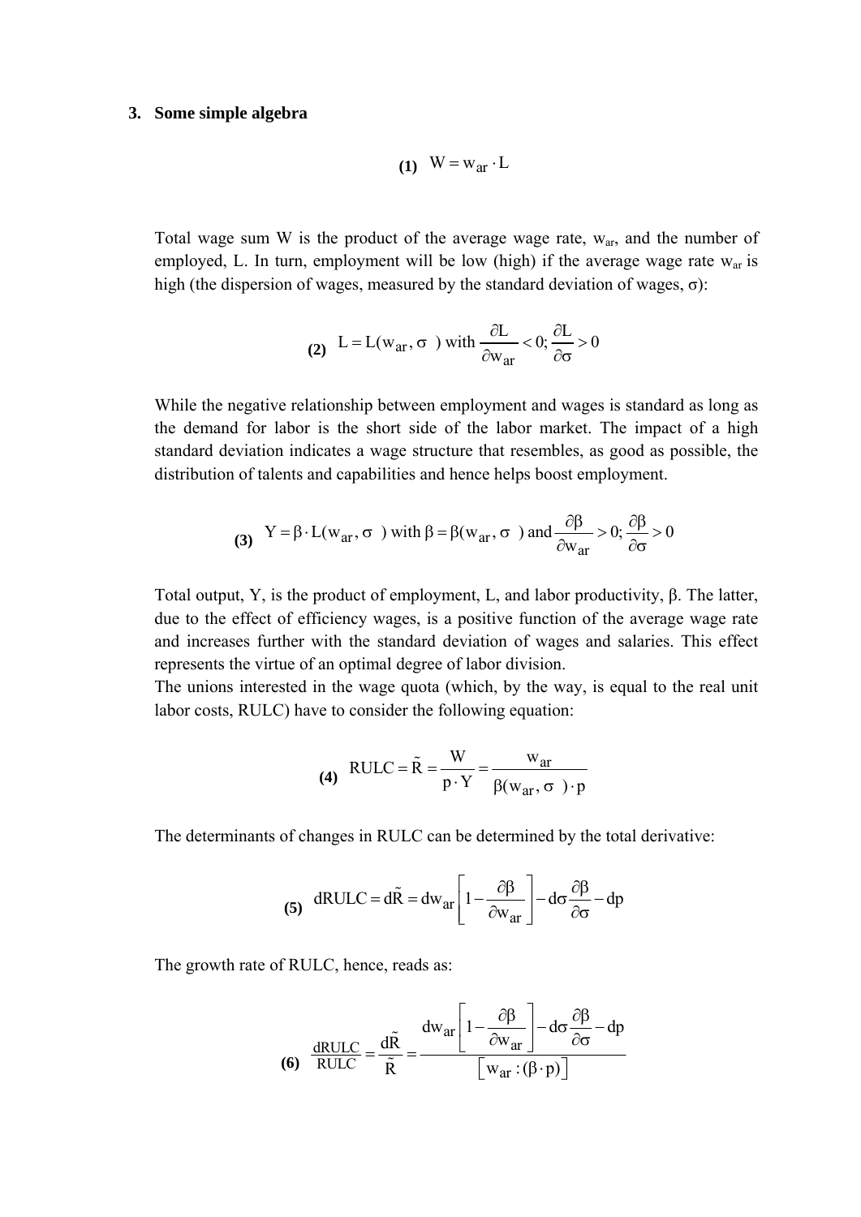## 3. Some simple algebra

$$\text{(1)} \quad W = w_{ar} \cdot L$$

Total wage sum W is the product of the average wage rate, $w_{ar}$, and the number of employed, L. In turn, employment will be low (high) if the average wage rate $w_{ar}$ is high (the dispersion of wages, measured by the standard deviation of wages, σ):

$$\text{(2)} \quad L = L(w_{ar}, \sigma\ ) \text{ with } \frac{\partial L}{\partial w_{ar}} < 0; \frac{\partial L}{\partial \sigma} > 0$$

While the negative relationship between employment and wages is standard as long as the demand for labor is the short side of the labor market. The impact of a high standard deviation indicates a wage structure that resembles, as good as possible, the distribution of talents and capabilities and hence helps boost employment.

$$\text{(3)} \quad Y = \beta \cdot L(w_{ar}, \sigma\ ) \text{ with } \beta = \beta(w_{ar}, \sigma\ ) \text{ and } \frac{\partial \beta}{\partial w_{ar}} > 0; \frac{\partial \beta}{\partial \sigma} > 0$$

Total output, Y, is the product of employment, L, and labor productivity, β. The latter, due to the effect of efficiency wages, is a positive function of the average wage rate and increases further with the standard deviation of wages and salaries. This effect represents the virtue of an optimal degree of labor division.

The unions interested in the wage quota (which, by the way, is equal to the real unit labor costs, RULC) have to consider the following equation:

$$\text{(4)} \quad RULC = \tilde{R} = \frac{W}{p \cdot Y} = \frac{w_{ar}}{\beta(w_{ar}, \sigma\ ) \cdot p}$$

The determinants of changes in RULC can be determined by the total derivative:

$$\text{(5)} \quad dRULC = d\tilde{R} = dw_{ar}\left[1 - \frac{\partial \beta}{\partial w_{ar}}\right] - d\sigma \frac{\partial \beta}{\partial \sigma} - dp$$

The growth rate of RULC, hence, reads as:

$$\text{(6)} \quad \frac{dRULC}{RULC} = \frac{d\tilde{R}}{\tilde{R}} = \frac{dw_{ar}\left[1 - \frac{\partial \beta}{\partial w_{ar}}\right] - d\sigma \frac{\partial \beta}{\partial \sigma} - dp}{\left[w_{ar} : (\beta \cdot p)\right]}$$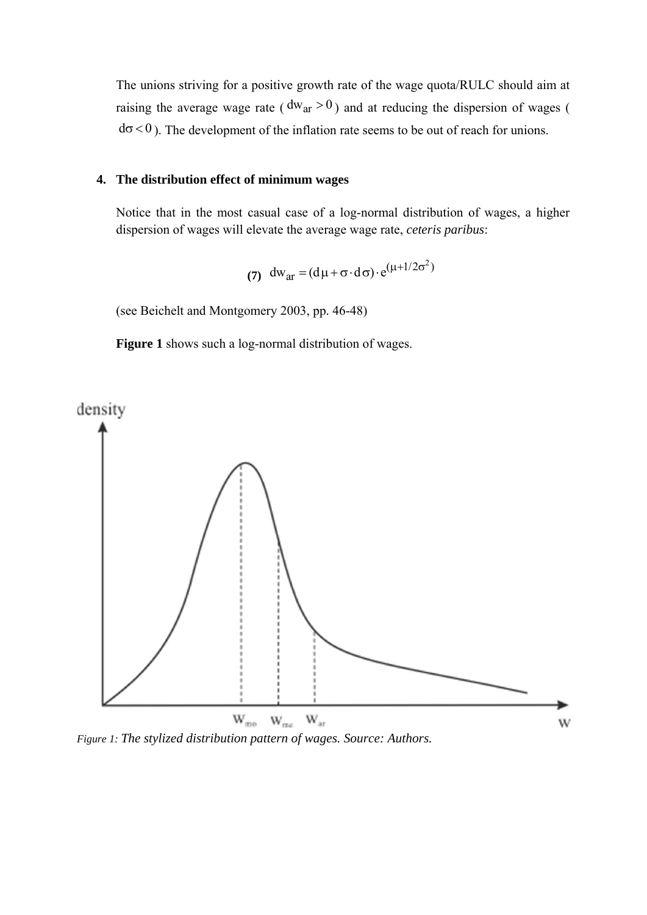The unions striving for a positive growth rate of the wage quota/RULC should aim at raising the average wage rate ($dw_{ar} > 0$) and at reducing the dispersion of wages ($d\sigma < 0$). The development of the inflation rate seems to be out of reach for unions.

## 4. The distribution effect of minimum wages

Notice that in the most casual case of a log-normal distribution of wages, a higher dispersion of wages will elevate the average wage rate, *ceteris paribus*:

$$\textbf{(7)} \quad dw_{ar} = (d\mu + \sigma \cdot d\sigma) \cdot e^{(\mu + 1/2\sigma^2)}$$

(see Beichelt and Montgomery 2003, pp. 46-48)

**Figure 1** shows such a log-normal distribution of wages.

*Figure 1: The stylized distribution pattern of wages. Source: Authors.*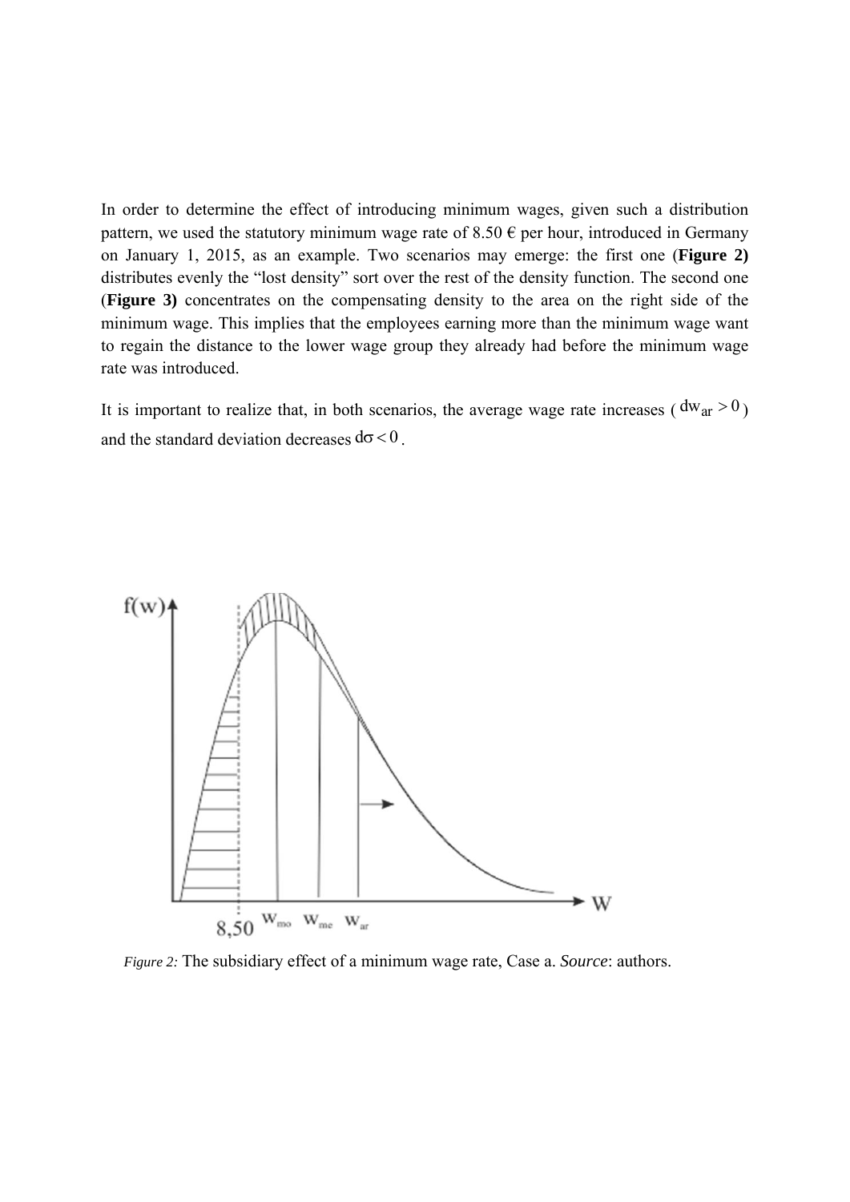In order to determine the effect of introducing minimum wages, given such a distribution pattern, we used the statutory minimum wage rate of 8.50 € per hour, introduced in Germany on January 1, 2015, as an example. Two scenarios may emerge: the first one (**Figure 2)** distributes evenly the "lost density" sort over the rest of the density function. The second one (**Figure 3)** concentrates on the compensating density to the area on the right side of the minimum wage. This implies that the employees earning more than the minimum wage want to regain the distance to the lower wage group they already had before the minimum wage rate was introduced.

It is important to realize that, in both scenarios, the average wage rate increases ($dw_{ar} > 0$) and the standard deviation decreases $d\sigma < 0$.

*Figure 2:* The subsidiary effect of a minimum wage rate, Case a. *Source*: authors.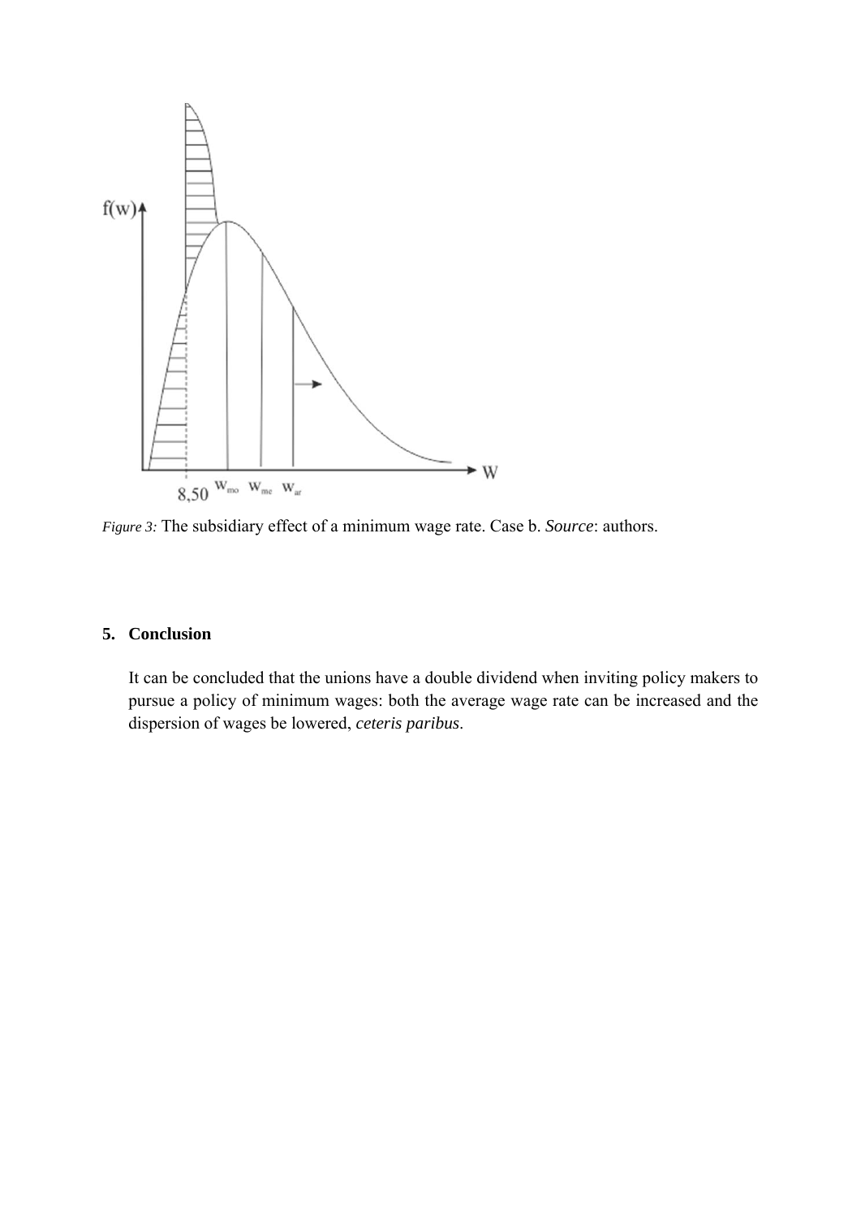*Figure 3:* The subsidiary effect of a minimum wage rate. Case b. *Source*: authors.

## 5. Conclusion

It can be concluded that the unions have a double dividend when inviting policy makers to pursue a policy of minimum wages: both the average wage rate can be increased and the dispersion of wages be lowered, *ceteris paribus*.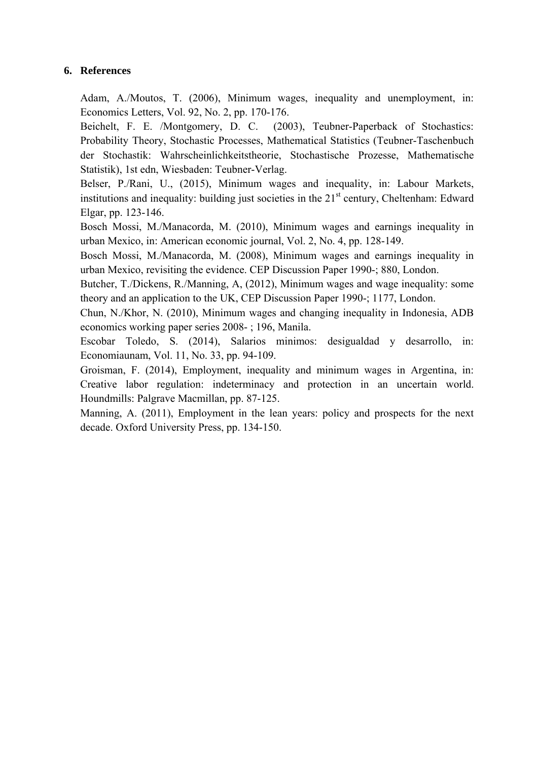## 6. References

Adam, A./Moutos, T. (2006), Minimum wages, inequality and unemployment, in: Economics Letters, Vol. 92, No. 2, pp. 170-176.

Beichelt, F. E. /Montgomery, D. C. (2003), Teubner-Paperback of Stochastics: Probability Theory, Stochastic Processes, Mathematical Statistics (Teubner-Taschenbuch der Stochastik: Wahrscheinlichkeitstheorie, Stochastische Prozesse, Mathematische Statistik), 1st edn, Wiesbaden: Teubner-Verlag.

Belser, P./Rani, U., (2015), Minimum wages and inequality, in: Labour Markets, institutions and inequality: building just societies in the 21st century, Cheltenham: Edward Elgar, pp. 123-146.

Bosch Mossi, M./Manacorda, M. (2010), Minimum wages and earnings inequality in urban Mexico, in: American economic journal, Vol. 2, No. 4, pp. 128-149.

Bosch Mossi, M./Manacorda, M. (2008), Minimum wages and earnings inequality in urban Mexico, revisiting the evidence. CEP Discussion Paper 1990-; 880, London.

Butcher, T./Dickens, R./Manning, A, (2012), Minimum wages and wage inequality: some theory and an application to the UK, CEP Discussion Paper 1990-; 1177, London.

Chun, N./Khor, N. (2010), Minimum wages and changing inequality in Indonesia, ADB economics working paper series 2008- ; 196, Manila.

Escobar Toledo, S. (2014), Salarios minimos: desigualdad y desarrollo, in: Economiaunam, Vol. 11, No. 33, pp. 94-109.

Groisman, F. (2014), Employment, inequality and minimum wages in Argentina, in: Creative labor regulation: indeterminacy and protection in an uncertain world. Houndmills: Palgrave Macmillan, pp. 87-125.

Manning, A. (2011), Employment in the lean years: policy and prospects for the next decade. Oxford University Press, pp. 134-150.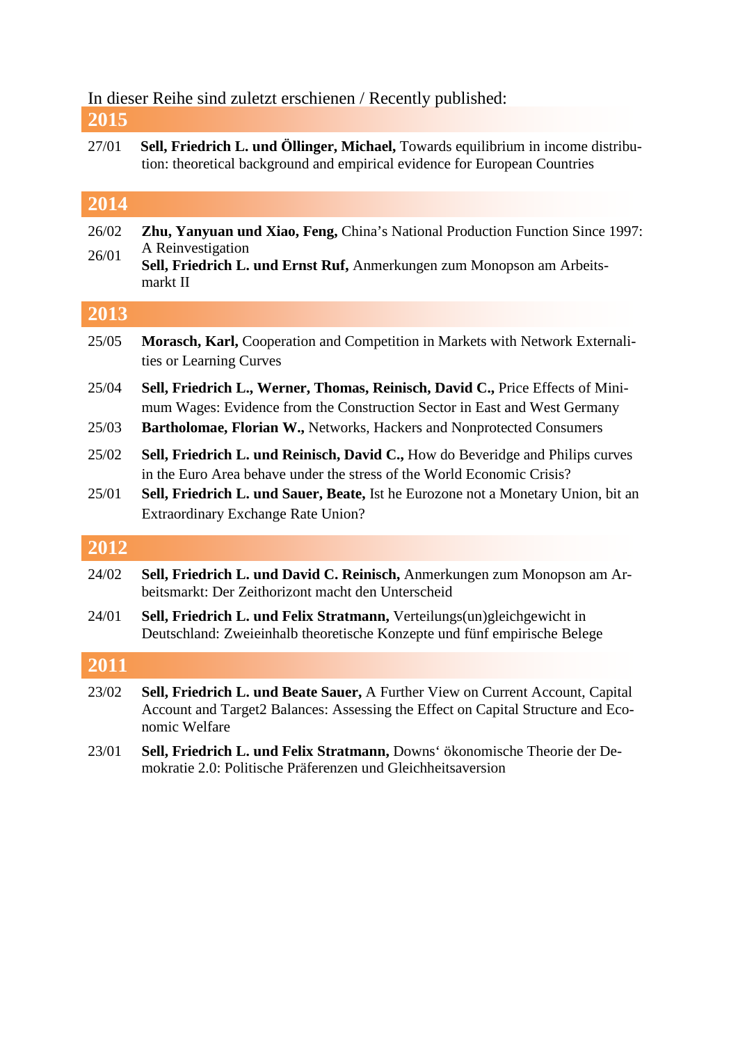In dieser Reihe sind zuletzt erschienen / Recently published:

## 2015

27/01 **Sell, Friedrich L. und Öllinger, Michael,** Towards equilibrium in income distribution: theoretical background and empirical evidence for European Countries

## 2014

26/02 **Zhu, Yanyuan und Xiao, Feng,** China's National Production Function Since 1997: A Reinvestigation

26/01 **Sell, Friedrich L. und Ernst Ruf,** Anmerkungen zum Monopson am Arbeitsmarkt II

## 2013

25/05 **Morasch, Karl,** Cooperation and Competition in Markets with Network Externalities or Learning Curves

25/04 **Sell, Friedrich L., Werner, Thomas, Reinisch, David C.,** Price Effects of Minimum Wages: Evidence from the Construction Sector in East and West Germany

25/03 **Bartholomae, Florian W.,** Networks, Hackers and Nonprotected Consumers

25/02 **Sell, Friedrich L. und Reinisch, David C.,** How do Beveridge and Philips curves in the Euro Area behave under the stress of the World Economic Crisis?

25/01 **Sell, Friedrich L. und Sauer, Beate,** Ist he Eurozone not a Monetary Union, bit an Extraordinary Exchange Rate Union?

## 2012

24/02 **Sell, Friedrich L. und David C. Reinisch,** Anmerkungen zum Monopson am Arbeitsmarkt: Der Zeithorizont macht den Unterscheid

24/01 **Sell, Friedrich L. und Felix Stratmann,** Verteilungs(un)gleichgewicht in Deutschland: Zweieinhalb theoretische Konzepte und fünf empirische Belege

## 2011

23/02 **Sell, Friedrich L. und Beate Sauer,** A Further View on Current Account, Capital Account and Target2 Balances: Assessing the Effect on Capital Structure and Economic Welfare

23/01 **Sell, Friedrich L. und Felix Stratmann,** Downs' ökonomische Theorie der Demokratie 2.0: Politische Präferenzen und Gleichheitsaversion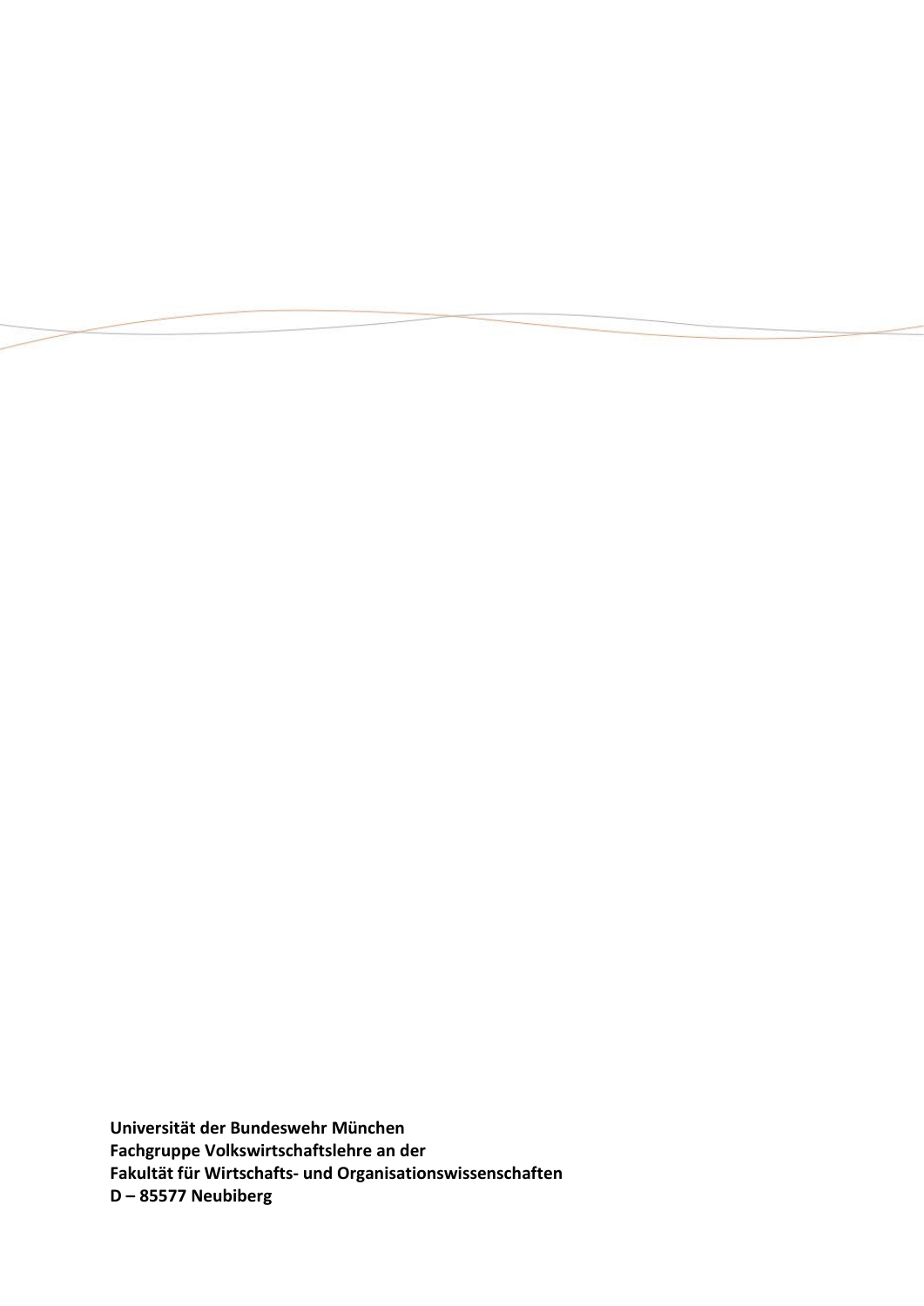**Universität der Bundeswehr München**
**Fachgruppe Volkswirtschaftslehre an der**
**Fakultät für Wirtschafts- und Organisationswissenschaften**
**D – 85577 Neubiberg**